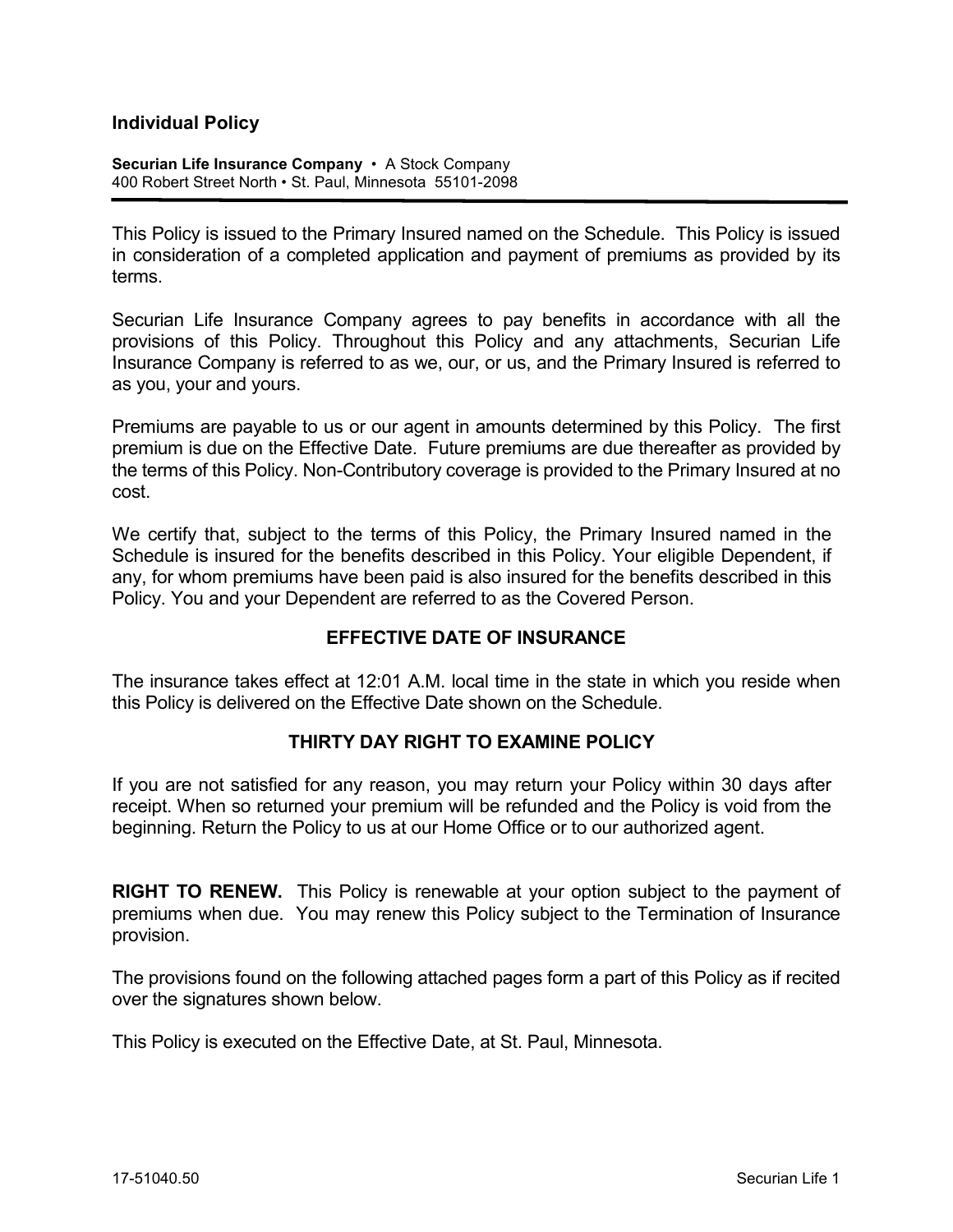# Individual Policy

**Securian Life Insurance Company** • A Stock Company
400 Robert Street North • St. Paul, Minnesota 55101-2098

---

This Policy is issued to the Primary Insured named on the Schedule. This Policy is issued in consideration of a completed application and payment of premiums as provided by its terms.

Securian Life Insurance Company agrees to pay benefits in accordance with all the provisions of this Policy. Throughout this Policy and any attachments, Securian Life Insurance Company is referred to as we, our, or us, and the Primary Insured is referred to as you, your and yours.

Premiums are payable to us or our agent in amounts determined by this Policy. The first premium is due on the Effective Date. Future premiums are due thereafter as provided by the terms of this Policy. Non-Contributory coverage is provided to the Primary Insured at no cost.

We certify that, subject to the terms of this Policy, the Primary Insured named in the Schedule is insured for the benefits described in this Policy. Your eligible Dependent, if any, for whom premiums have been paid is also insured for the benefits described in this Policy. You and your Dependent are referred to as the Covered Person.

## EFFECTIVE DATE OF INSURANCE

The insurance takes effect at 12:01 A.M. local time in the state in which you reside when this Policy is delivered on the Effective Date shown on the Schedule.

## THIRTY DAY RIGHT TO EXAMINE POLICY

If you are not satisfied for any reason, you may return your Policy within 30 days after receipt. When so returned your premium will be refunded and the Policy is void from the beginning. Return the Policy to us at our Home Office or to our authorized agent.

**RIGHT TO RENEW.** This Policy is renewable at your option subject to the payment of premiums when due. You may renew this Policy subject to the Termination of Insurance provision.

The provisions found on the following attached pages form a part of this Policy as if recited over the signatures shown below.

This Policy is executed on the Effective Date, at St. Paul, Minnesota.

17-51040.50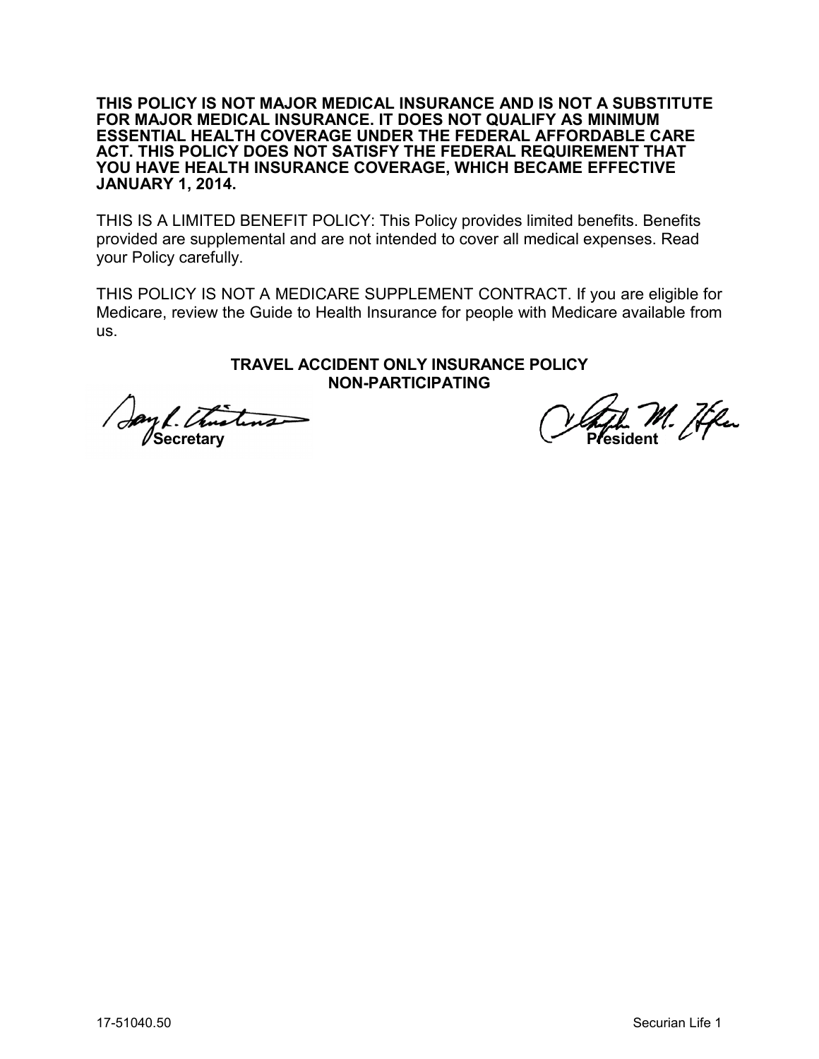**THIS POLICY IS NOT MAJOR MEDICAL INSURANCE AND IS NOT A SUBSTITUTE FOR MAJOR MEDICAL INSURANCE. IT DOES NOT QUALIFY AS MINIMUM ESSENTIAL HEALTH COVERAGE UNDER THE FEDERAL AFFORDABLE CARE ACT. THIS POLICY DOES NOT SATISFY THE FEDERAL REQUIREMENT THAT YOU HAVE HEALTH INSURANCE COVERAGE, WHICH BECAME EFFECTIVE JANUARY 1, 2014.**

THIS IS A LIMITED BENEFIT POLICY: This Policy provides limited benefits. Benefits provided are supplemental and are not intended to cover all medical expenses. Read your Policy carefully.

THIS POLICY IS NOT A MEDICARE SUPPLEMENT CONTRACT. If you are eligible for Medicare, review the Guide to Health Insurance for people with Medicare available from us.

**TRAVEL ACCIDENT ONLY INSURANCE POLICY**
**NON-PARTICIPATING**

**Secretary** **President**

17-51040.50 Securian Life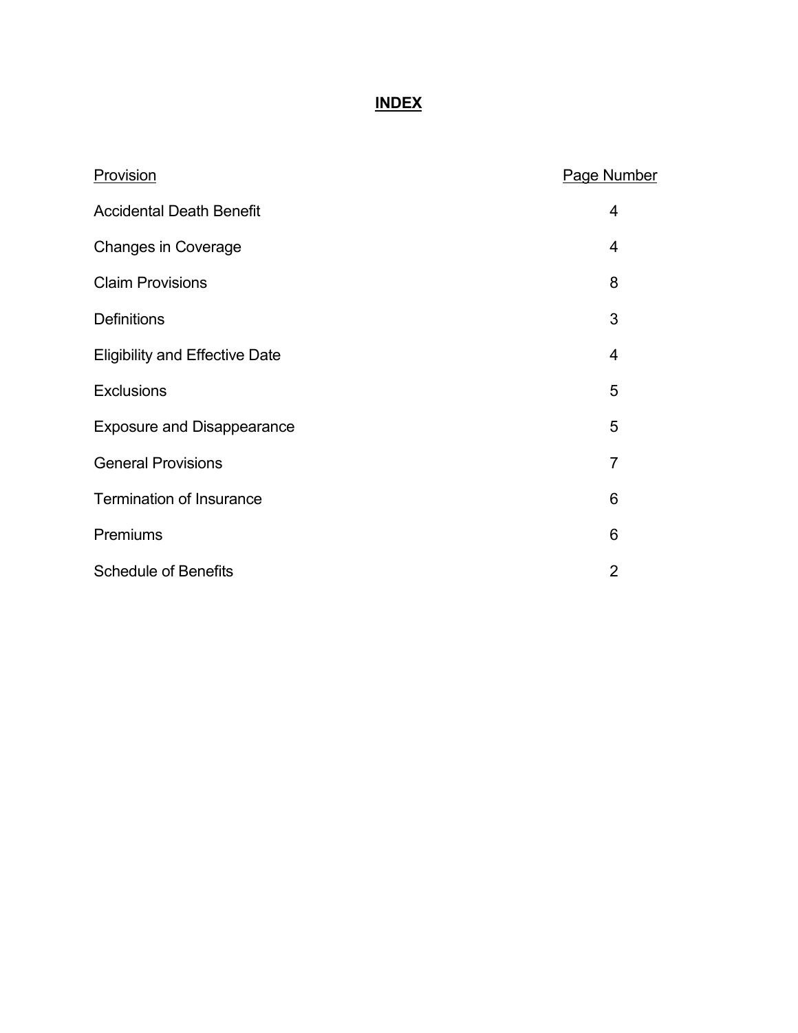# INDEX

| Provision | Page Number |
|---|---|
| Accidental Death Benefit | 4 |
| Changes in Coverage | 4 |
| Claim Provisions | 8 |
| Definitions | 3 |
| Eligibility and Effective Date | 4 |
| Exclusions | 5 |
| Exposure and Disappearance | 5 |
| General Provisions | 7 |
| Termination of Insurance | 6 |
| Premiums | 6 |
| Schedule of Benefits | 2 |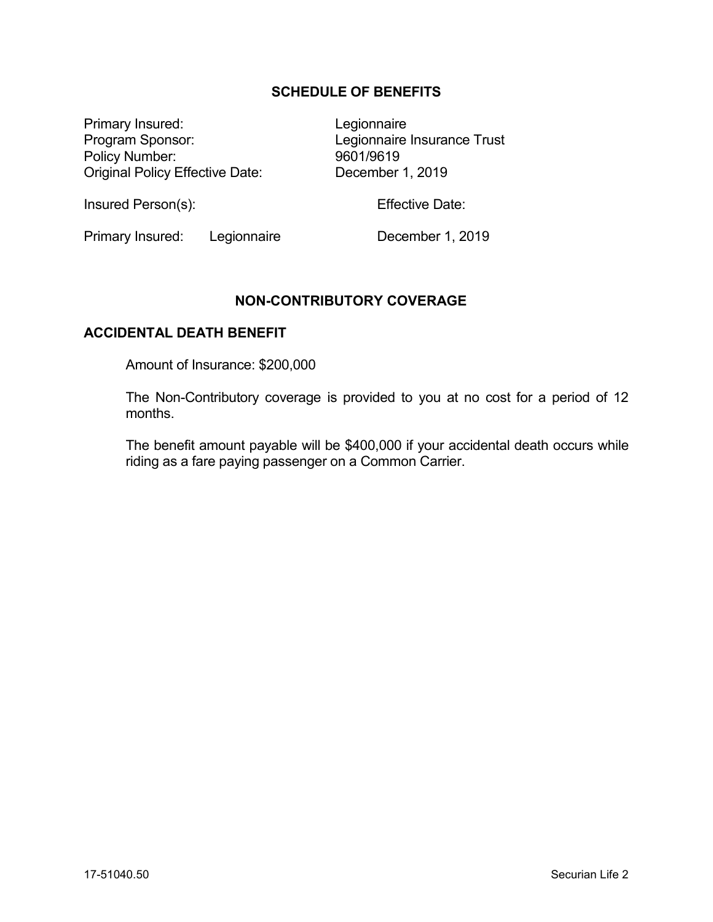## SCHEDULE OF BENEFITS

| | |
|---|---|
| Primary Insured: | Legionnaire |
| Program Sponsor: | Legionnaire Insurance Trust |
| Policy Number: | 9601/9619 |
| Original Policy Effective Date: | December 1, 2019 |

| Insured Person(s): | | Effective Date: |
|---|---|---|
| Primary Insured: | Legionnaire | December 1, 2019 |

## NON-CONTRIBUTORY COVERAGE

### ACCIDENTAL DEATH BENEFIT

Amount of Insurance: $200,000

The Non-Contributory coverage is provided to you at no cost for a period of 12 months.

The benefit amount payable will be $400,000 if your accidental death occurs while riding as a fare paying passenger on a Common Carrier.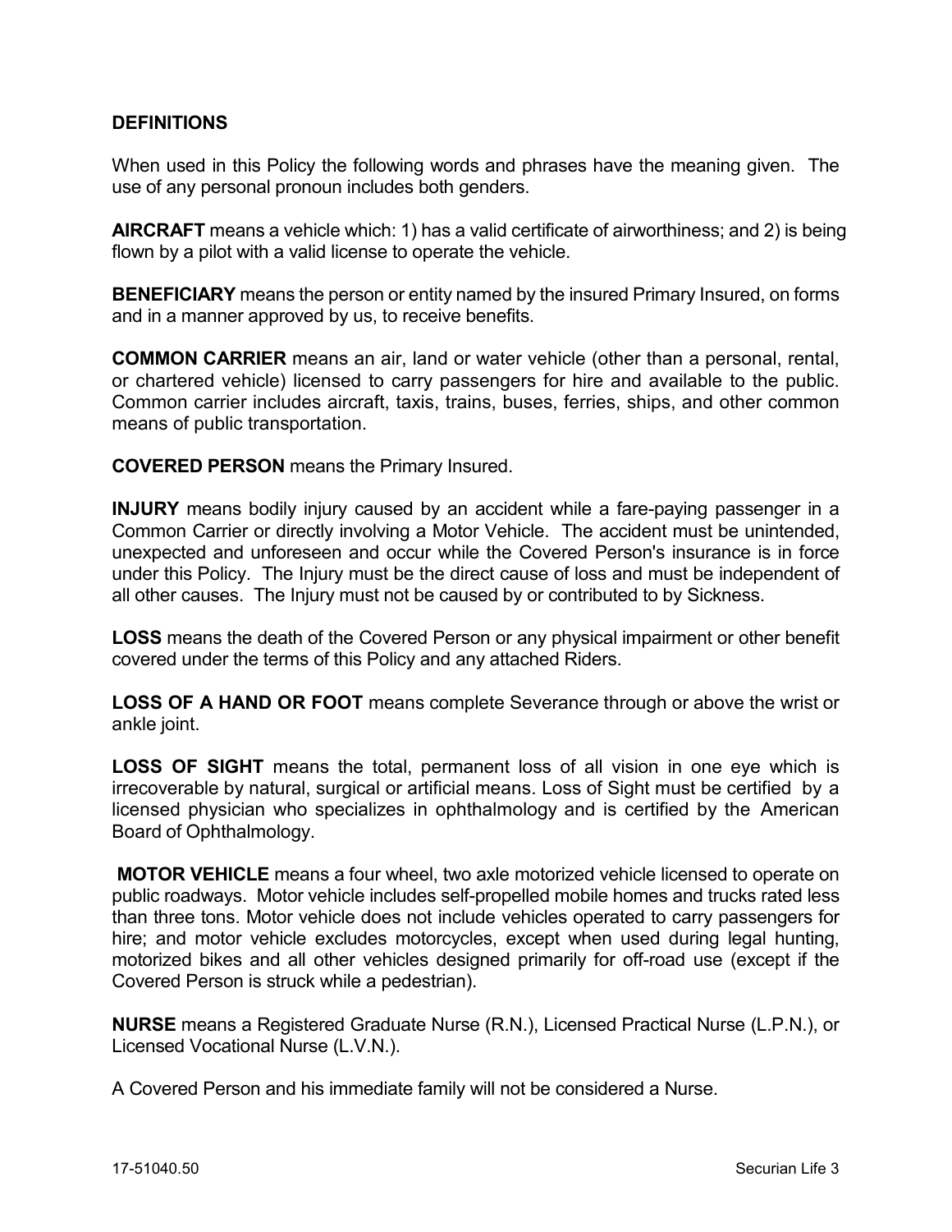## DEFINITIONS

When used in this Policy the following words and phrases have the meaning given. The use of any personal pronoun includes both genders.

**AIRCRAFT** means a vehicle which: 1) has a valid certificate of airworthiness; and 2) is being flown by a pilot with a valid license to operate the vehicle.

**BENEFICIARY** means the person or entity named by the insured Primary Insured, on forms and in a manner approved by us, to receive benefits.

**COMMON CARRIER** means an air, land or water vehicle (other than a personal, rental, or chartered vehicle) licensed to carry passengers for hire and available to the public. Common carrier includes aircraft, taxis, trains, buses, ferries, ships, and other common means of public transportation.

**COVERED PERSON** means the Primary Insured.

**INJURY** means bodily injury caused by an accident while a fare-paying passenger in a Common Carrier or directly involving a Motor Vehicle. The accident must be unintended, unexpected and unforeseen and occur while the Covered Person's insurance is in force under this Policy. The Injury must be the direct cause of loss and must be independent of all other causes. The Injury must not be caused by or contributed to by Sickness.

**LOSS** means the death of the Covered Person or any physical impairment or other benefit covered under the terms of this Policy and any attached Riders.

**LOSS OF A HAND OR FOOT** means complete Severance through or above the wrist or ankle joint.

**LOSS OF SIGHT** means the total, permanent loss of all vision in one eye which is irrecoverable by natural, surgical or artificial means. Loss of Sight must be certified by a licensed physician who specializes in ophthalmology and is certified by the American Board of Ophthalmology.

**MOTOR VEHICLE** means a four wheel, two axle motorized vehicle licensed to operate on public roadways. Motor vehicle includes self-propelled mobile homes and trucks rated less than three tons. Motor vehicle does not include vehicles operated to carry passengers for hire; and motor vehicle excludes motorcycles, except when used during legal hunting, motorized bikes and all other vehicles designed primarily for off-road use (except if the Covered Person is struck while a pedestrian).

**NURSE** means a Registered Graduate Nurse (R.N.), Licensed Practical Nurse (L.P.N.), or Licensed Vocational Nurse (L.V.N.).

A Covered Person and his immediate family will not be considered a Nurse.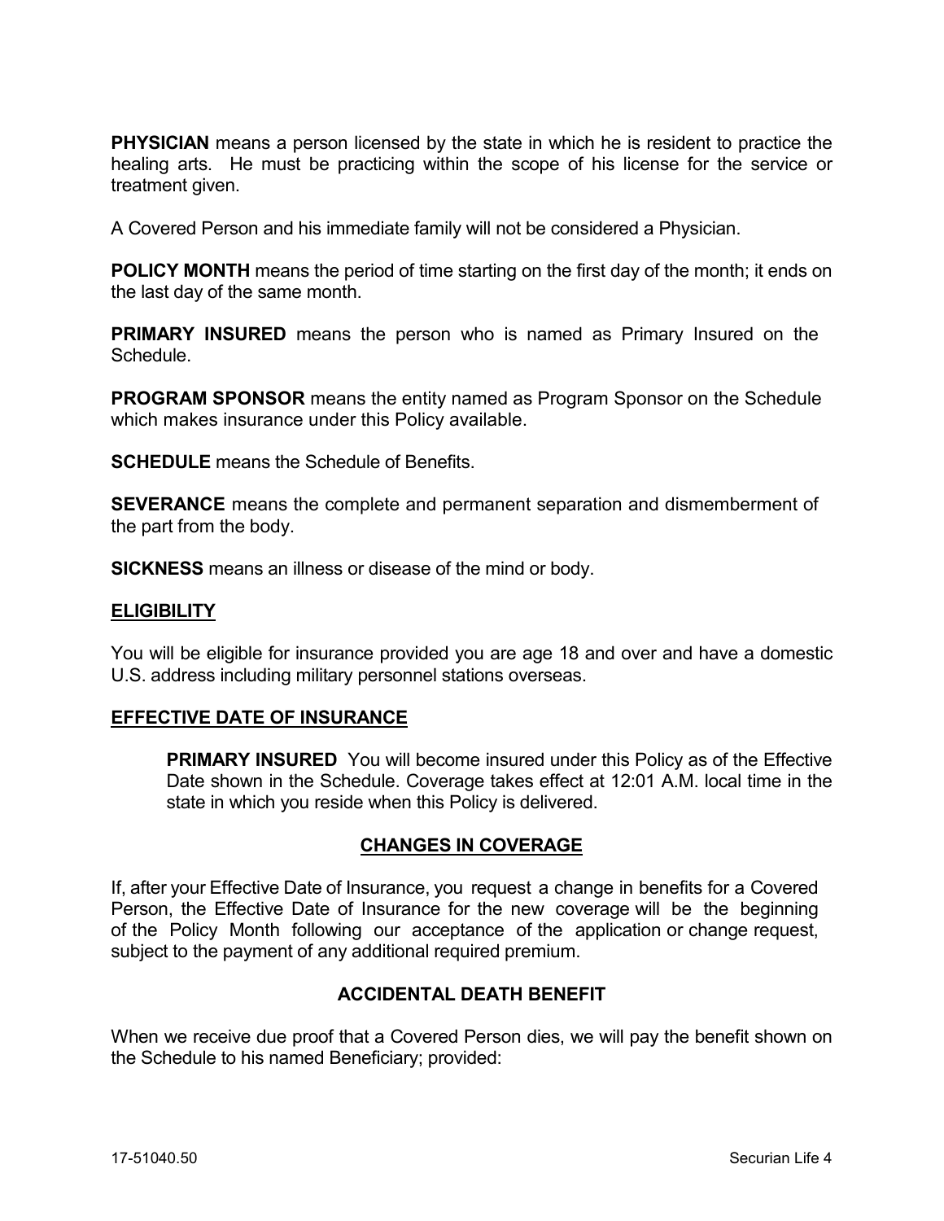**PHYSICIAN** means a person licensed by the state in which he is resident to practice the healing arts. He must be practicing within the scope of his license for the service or treatment given.

A Covered Person and his immediate family will not be considered a Physician.

**POLICY MONTH** means the period of time starting on the first day of the month; it ends on the last day of the same month.

**PRIMARY INSURED** means the person who is named as Primary Insured on the Schedule.

**PROGRAM SPONSOR** means the entity named as Program Sponsor on the Schedule which makes insurance under this Policy available.

**SCHEDULE** means the Schedule of Benefits.

**SEVERANCE** means the complete and permanent separation and dismemberment of the part from the body.

**SICKNESS** means an illness or disease of the mind or body.

## ELIGIBILITY

You will be eligible for insurance provided you are age 18 and over and have a domestic U.S. address including military personnel stations overseas.

## EFFECTIVE DATE OF INSURANCE

**PRIMARY INSURED** You will become insured under this Policy as of the Effective Date shown in the Schedule. Coverage takes effect at 12:01 A.M. local time in the state in which you reside when this Policy is delivered.

## CHANGES IN COVERAGE

If, after your Effective Date of Insurance, you request a change in benefits for a Covered Person, the Effective Date of Insurance for the new coverage will be the beginning of the Policy Month following our acceptance of the application or change request, subject to the payment of any additional required premium.

## ACCIDENTAL DEATH BENEFIT

When we receive due proof that a Covered Person dies, we will pay the benefit shown on the Schedule to his named Beneficiary; provided: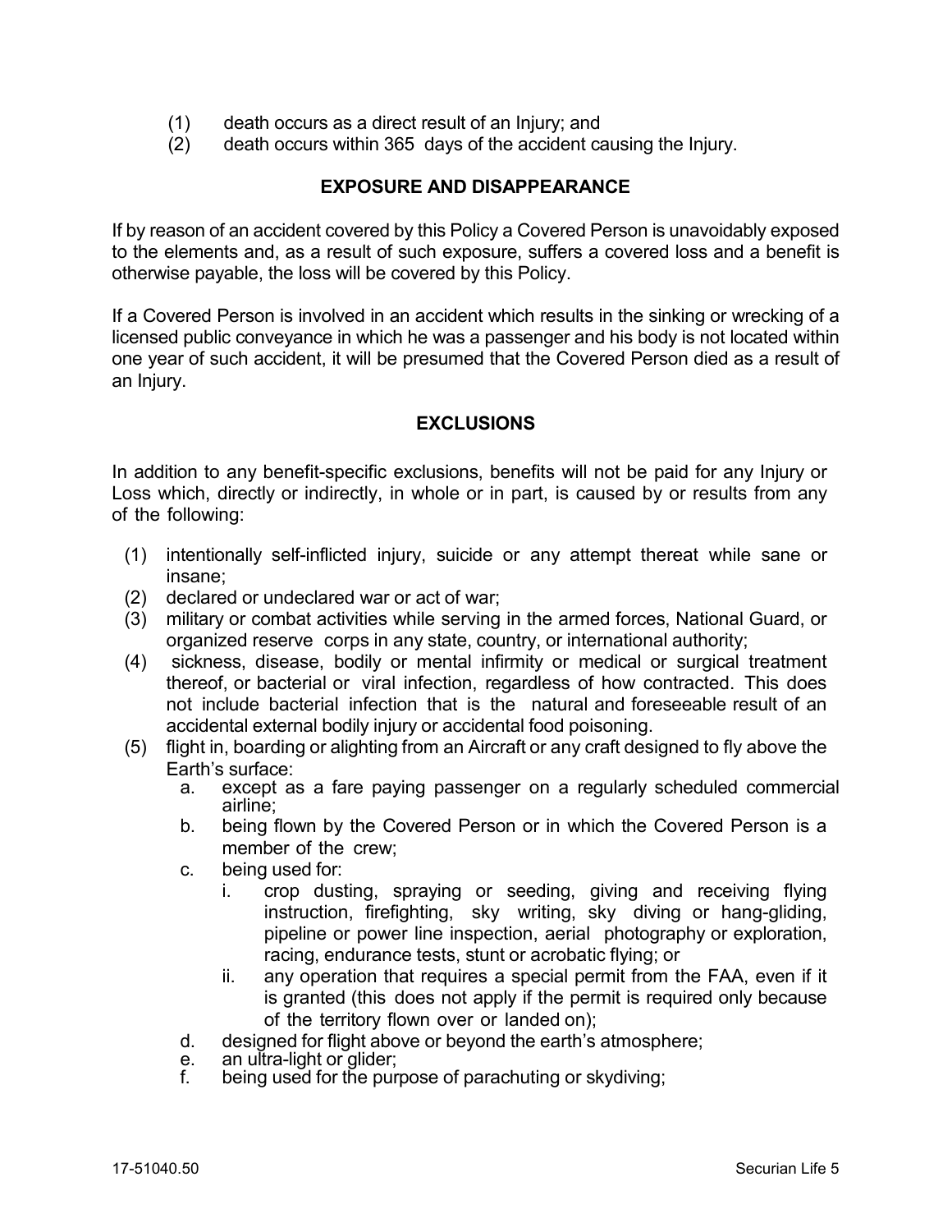(1) death occurs as a direct result of an Injury; and
(2) death occurs within 365 days of the accident causing the Injury.

## EXPOSURE AND DISAPPEARANCE

If by reason of an accident covered by this Policy a Covered Person is unavoidably exposed to the elements and, as a result of such exposure, suffers a covered loss and a benefit is otherwise payable, the loss will be covered by this Policy.

If a Covered Person is involved in an accident which results in the sinking or wrecking of a licensed public conveyance in which he was a passenger and his body is not located within one year of such accident, it will be presumed that the Covered Person died as a result of an Injury.

## EXCLUSIONS

In addition to any benefit-specific exclusions, benefits will not be paid for any Injury or Loss which, directly or indirectly, in whole or in part, is caused by or results from any of the following:

(1) intentionally self-inflicted injury, suicide or any attempt thereat while sane or insane;
(2) declared or undeclared war or act of war;
(3) military or combat activities while serving in the armed forces, National Guard, or organized reserve corps in any state, country, or international authority;
(4) sickness, disease, bodily or mental infirmity or medical or surgical treatment thereof, or bacterial or viral infection, regardless of how contracted. This does not include bacterial infection that is the natural and foreseeable result of an accidental external bodily injury or accidental food poisoning.
(5) flight in, boarding or alighting from an Aircraft or any craft designed to fly above the Earth's surface:
   a. except as a fare paying passenger on a regularly scheduled commercial airline;
   b. being flown by the Covered Person or in which the Covered Person is a member of the crew;
   c. being used for:
      i. crop dusting, spraying or seeding, giving and receiving flying instruction, firefighting, sky writing, sky diving or hang-gliding, pipeline or power line inspection, aerial photography or exploration, racing, endurance tests, stunt or acrobatic flying; or
      ii. any operation that requires a special permit from the FAA, even if it is granted (this does not apply if the permit is required only because of the territory flown over or landed on);
   d. designed for flight above or beyond the earth's atmosphere;
   e. an ultra-light or glider;
   f. being used for the purpose of parachuting or skydiving;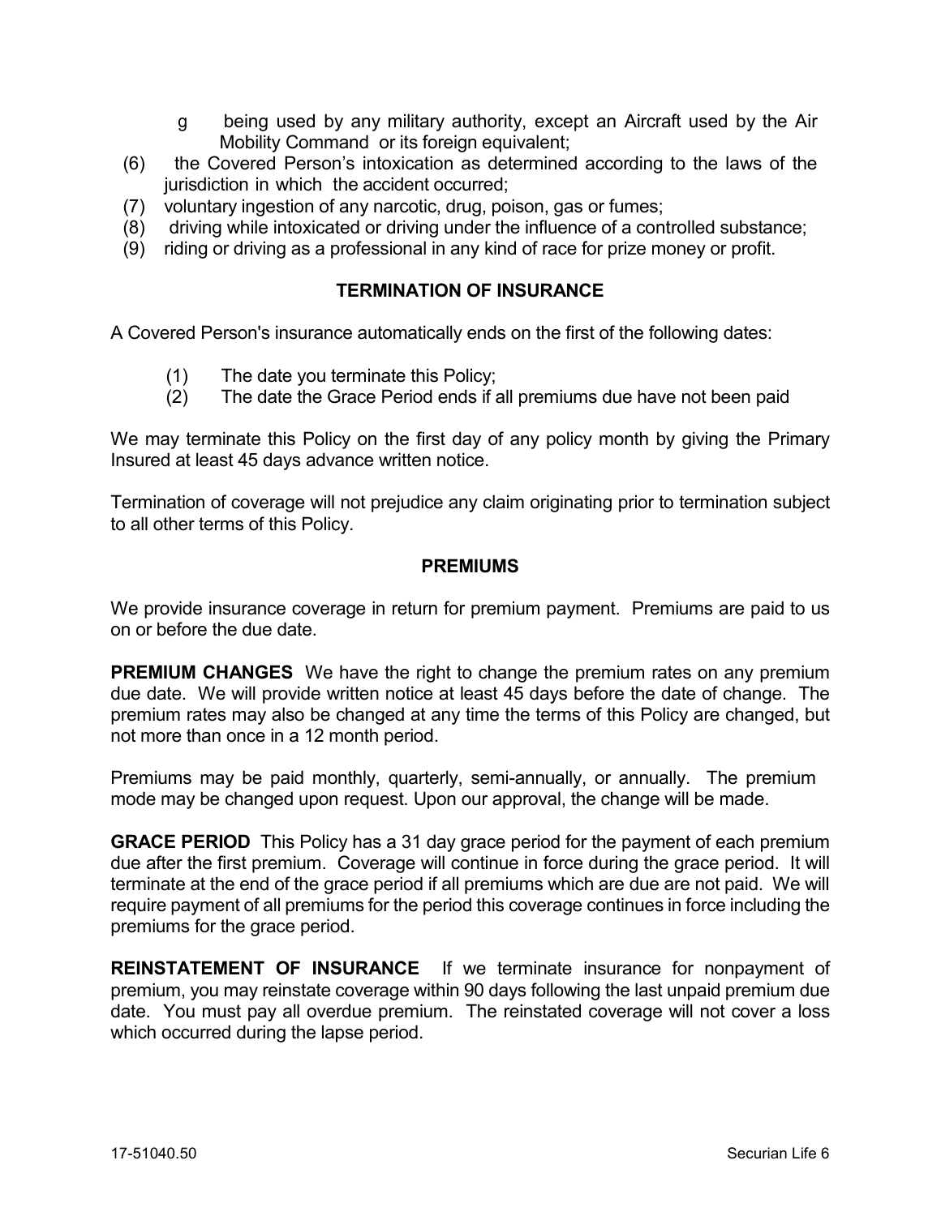g being used by any military authority, except an Aircraft used by the Air Mobility Command or its foreign equivalent;

(6) the Covered Person's intoxication as determined according to the laws of the jurisdiction in which the accident occurred;

(7) voluntary ingestion of any narcotic, drug, poison, gas or fumes;

(8) driving while intoxicated or driving under the influence of a controlled substance;

(9) riding or driving as a professional in any kind of race for prize money or profit.

## TERMINATION OF INSURANCE

A Covered Person's insurance automatically ends on the first of the following dates:

(1) The date you terminate this Policy;

(2) The date the Grace Period ends if all premiums due have not been paid

We may terminate this Policy on the first day of any policy month by giving the Primary Insured at least 45 days advance written notice.

Termination of coverage will not prejudice any claim originating prior to termination subject to all other terms of this Policy.

## PREMIUMS

We provide insurance coverage in return for premium payment. Premiums are paid to us on or before the due date.

**PREMIUM CHANGES** We have the right to change the premium rates on any premium due date. We will provide written notice at least 45 days before the date of change. The premium rates may also be changed at any time the terms of this Policy are changed, but not more than once in a 12 month period.

Premiums may be paid monthly, quarterly, semi-annually, or annually. The premium mode may be changed upon request. Upon our approval, the change will be made.

**GRACE PERIOD** This Policy has a 31 day grace period for the payment of each premium due after the first premium. Coverage will continue in force during the grace period. It will terminate at the end of the grace period if all premiums which are due are not paid. We will require payment of all premiums for the period this coverage continues in force including the premiums for the grace period.

**REINSTATEMENT OF INSURANCE** If we terminate insurance for nonpayment of premium, you may reinstate coverage within 90 days following the last unpaid premium due date. You must pay all overdue premium. The reinstated coverage will not cover a loss which occurred during the lapse period.

17-51040.50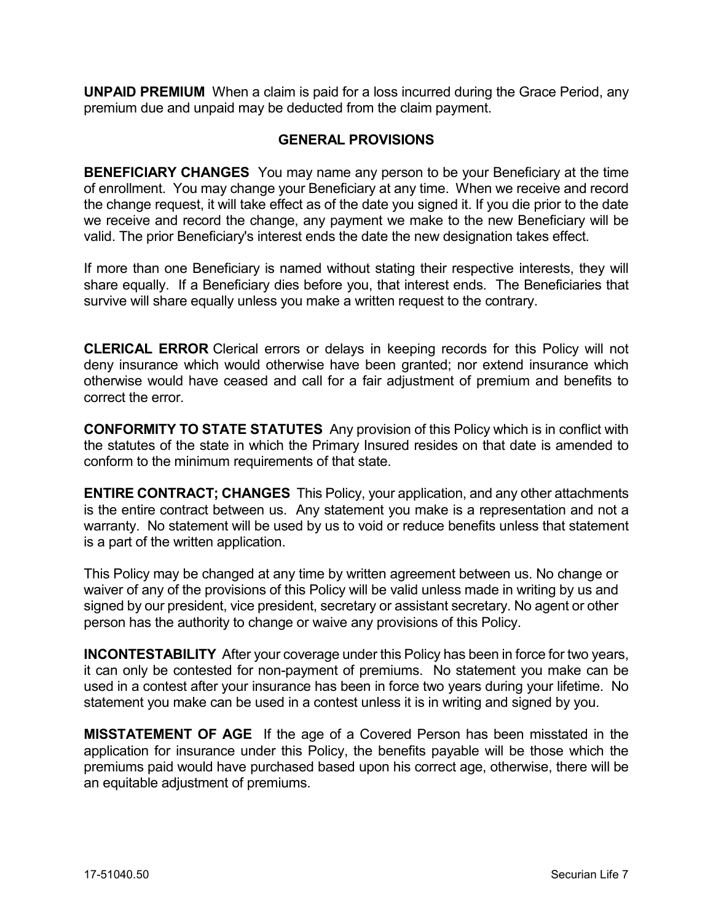**UNPAID PREMIUM** When a claim is paid for a loss incurred during the Grace Period, any premium due and unpaid may be deducted from the claim payment.

## GENERAL PROVISIONS

**BENEFICIARY CHANGES** You may name any person to be your Beneficiary at the time of enrollment. You may change your Beneficiary at any time. When we receive and record the change request, it will take effect as of the date you signed it. If you die prior to the date we receive and record the change, any payment we make to the new Beneficiary will be valid. The prior Beneficiary's interest ends the date the new designation takes effect.

If more than one Beneficiary is named without stating their respective interests, they will share equally. If a Beneficiary dies before you, that interest ends. The Beneficiaries that survive will share equally unless you make a written request to the contrary.

**CLERICAL ERROR** Clerical errors or delays in keeping records for this Policy will not deny insurance which would otherwise have been granted; nor extend insurance which otherwise would have ceased and call for a fair adjustment of premium and benefits to correct the error.

**CONFORMITY TO STATE STATUTES** Any provision of this Policy which is in conflict with the statutes of the state in which the Primary Insured resides on that date is amended to conform to the minimum requirements of that state.

**ENTIRE CONTRACT; CHANGES** This Policy, your application, and any other attachments is the entire contract between us. Any statement you make is a representation and not a warranty. No statement will be used by us to void or reduce benefits unless that statement is a part of the written application.

This Policy may be changed at any time by written agreement between us. No change or waiver of any of the provisions of this Policy will be valid unless made in writing by us and signed by our president, vice president, secretary or assistant secretary. No agent or other person has the authority to change or waive any provisions of this Policy.

**INCONTESTABILITY** After your coverage under this Policy has been in force for two years, it can only be contested for non-payment of premiums. No statement you make can be used in a contest after your insurance has been in force two years during your lifetime. No statement you make can be used in a contest unless it is in writing and signed by you.

**MISSTATEMENT OF AGE** If the age of a Covered Person has been misstated in the application for insurance under this Policy, the benefits payable will be those which the premiums paid would have purchased based upon his correct age, otherwise, there will be an equitable adjustment of premiums.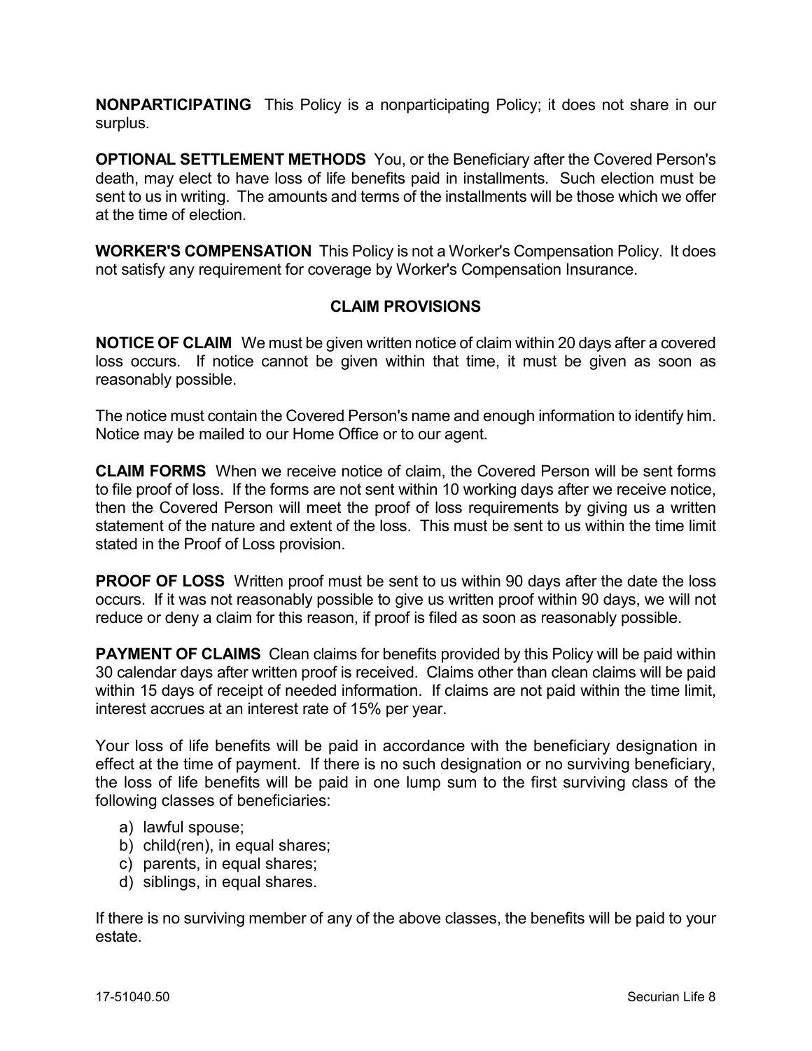**NONPARTICIPATING** This Policy is a nonparticipating Policy; it does not share in our surplus.

**OPTIONAL SETTLEMENT METHODS** You, or the Beneficiary after the Covered Person's death, may elect to have loss of life benefits paid in installments. Such election must be sent to us in writing. The amounts and terms of the installments will be those which we offer at the time of election.

**WORKER'S COMPENSATION** This Policy is not a Worker's Compensation Policy. It does not satisfy any requirement for coverage by Worker's Compensation Insurance.

## CLAIM PROVISIONS

**NOTICE OF CLAIM** We must be given written notice of claim within 20 days after a covered loss occurs. If notice cannot be given within that time, it must be given as soon as reasonably possible.

The notice must contain the Covered Person's name and enough information to identify him. Notice may be mailed to our Home Office or to our agent.

**CLAIM FORMS** When we receive notice of claim, the Covered Person will be sent forms to file proof of loss. If the forms are not sent within 10 working days after we receive notice, then the Covered Person will meet the proof of loss requirements by giving us a written statement of the nature and extent of the loss. This must be sent to us within the time limit stated in the Proof of Loss provision.

**PROOF OF LOSS** Written proof must be sent to us within 90 days after the date the loss occurs. If it was not reasonably possible to give us written proof within 90 days, we will not reduce or deny a claim for this reason, if proof is filed as soon as reasonably possible.

**PAYMENT OF CLAIMS** Clean claims for benefits provided by this Policy will be paid within 30 calendar days after written proof is received. Claims other than clean claims will be paid within 15 days of receipt of needed information. If claims are not paid within the time limit, interest accrues at an interest rate of 15% per year.

Your loss of life benefits will be paid in accordance with the beneficiary designation in effect at the time of payment. If there is no such designation or no surviving beneficiary, the loss of life benefits will be paid in one lump sum to the first surviving class of the following classes of beneficiaries:

a) lawful spouse;
b) child(ren), in equal shares;
c) parents, in equal shares;
d) siblings, in equal shares.

If there is no surviving member of any of the above classes, the benefits will be paid to your estate.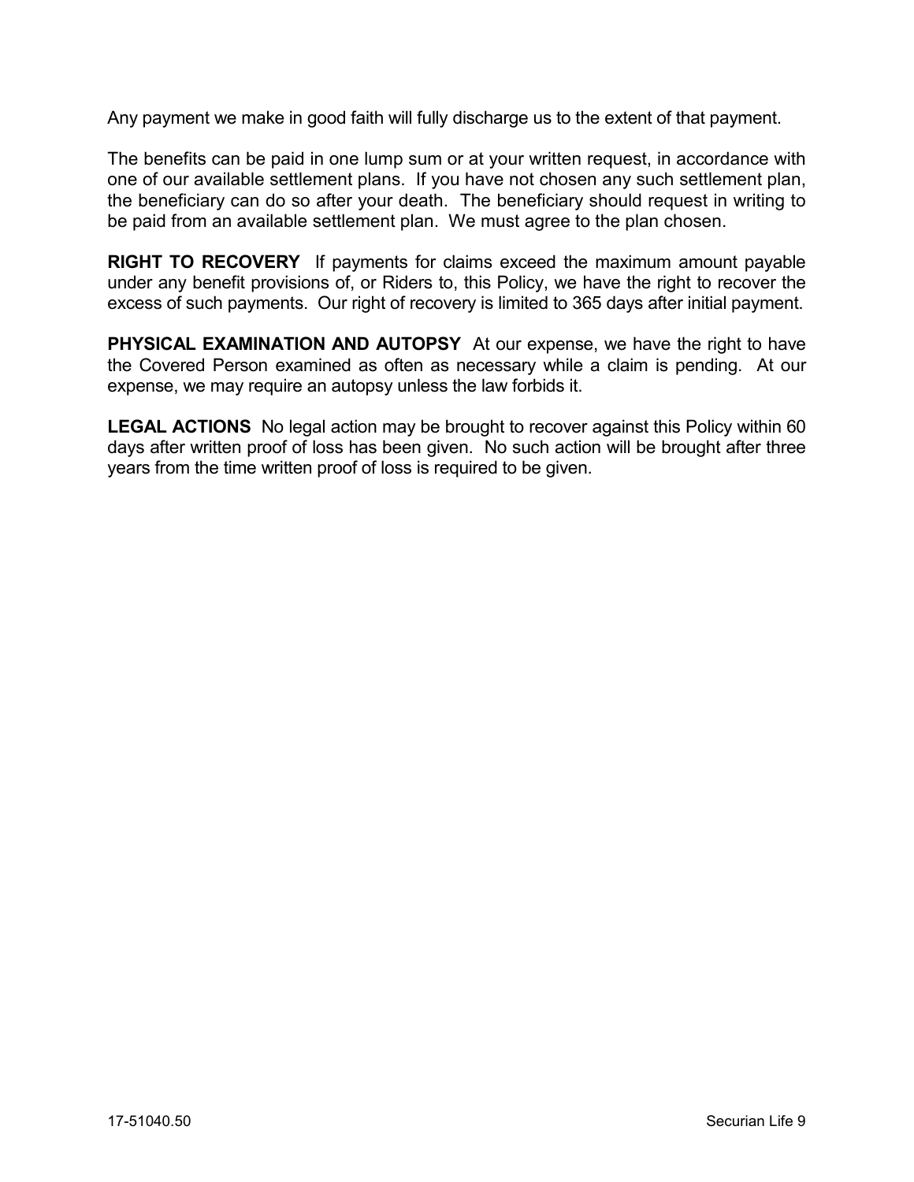Any payment we make in good faith will fully discharge us to the extent of that payment.

The benefits can be paid in one lump sum or at your written request, in accordance with one of our available settlement plans. If you have not chosen any such settlement plan, the beneficiary can do so after your death. The beneficiary should request in writing to be paid from an available settlement plan. We must agree to the plan chosen.

**RIGHT TO RECOVERY** If payments for claims exceed the maximum amount payable under any benefit provisions of, or Riders to, this Policy, we have the right to recover the excess of such payments. Our right of recovery is limited to 365 days after initial payment.

**PHYSICAL EXAMINATION AND AUTOPSY** At our expense, we have the right to have the Covered Person examined as often as necessary while a claim is pending. At our expense, we may require an autopsy unless the law forbids it.

**LEGAL ACTIONS** No legal action may be brought to recover against this Policy within 60 days after written proof of loss has been given. No such action will be brought after three years from the time written proof of loss is required to be given.